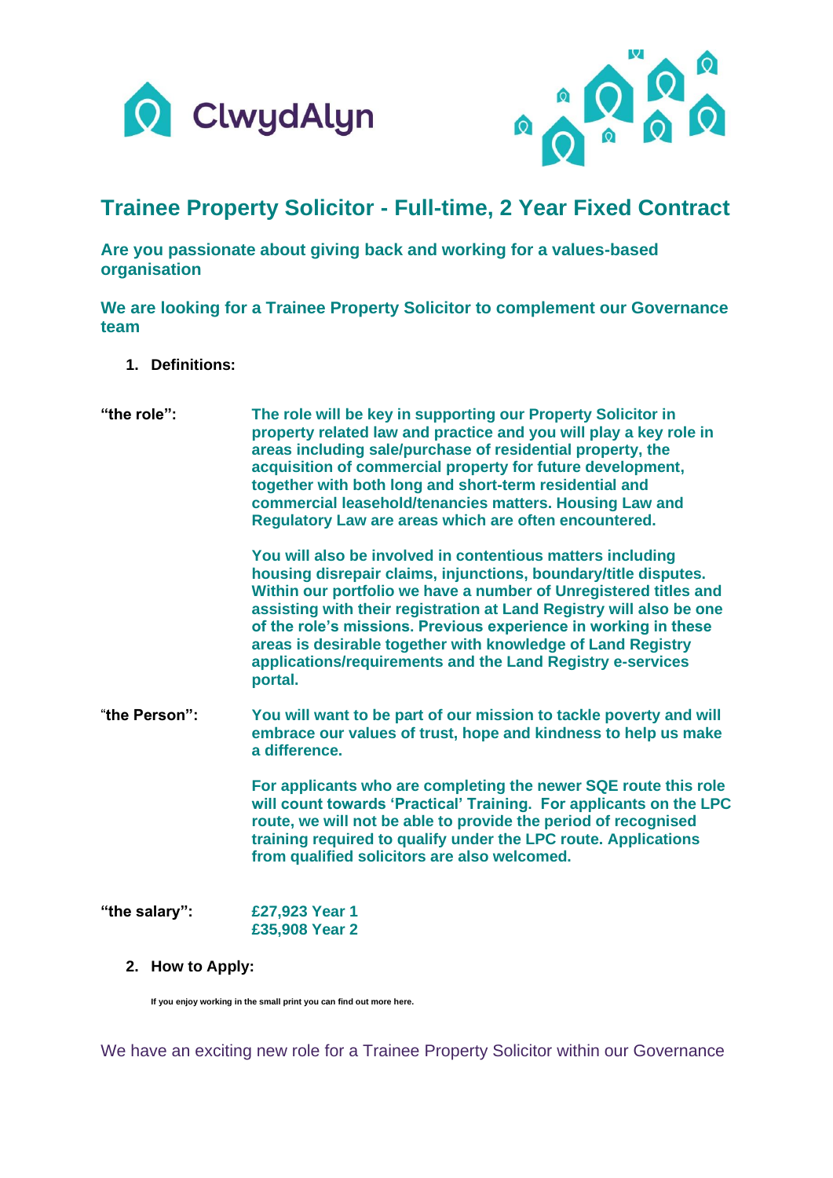ClwydAlyn

# Trainee Property Solicitor - Full-time, 2 Year Fixed Contract

**Are you passionate about giving back and working for a values-based organisation**

**We are looking for a Trainee Property Solicitor to complement our Governance team**

1. **Definitions:**

**"the role":** **The role will be key in supporting our Property Solicitor in property related law and practice and you will play a key role in areas including sale/purchase of residential property, the acquisition of commercial property for future development, together with both long and short-term residential and commercial leasehold/tenancies matters. Housing Law and Regulatory Law are areas which are often encountered.**

**You will also be involved in contentious matters including housing disrepair claims, injunctions, boundary/title disputes. Within our portfolio we have a number of Unregistered titles and assisting with their registration at Land Registry will also be one of the role's missions. Previous experience in working in these areas is desirable together with knowledge of Land Registry applications/requirements and the Land Registry e-services portal.**

**"the Person":** **You will want to be part of our mission to tackle poverty and will embrace our values of trust, hope and kindness to help us make a difference.**

**For applicants who are completing the newer SQE route this role will count towards 'Practical' Training. For applicants on the LPC route, we will not be able to provide the period of recognised training required to qualify under the LPC route. Applications from qualified solicitors are also welcomed.**

**"the salary":** **£27,923 Year 1**
**£35,908 Year 2**

2. **How to Apply:**

**If you enjoy working in the small print you can find out more here.**

We have an exciting new role for a Trainee Property Solicitor within our Governance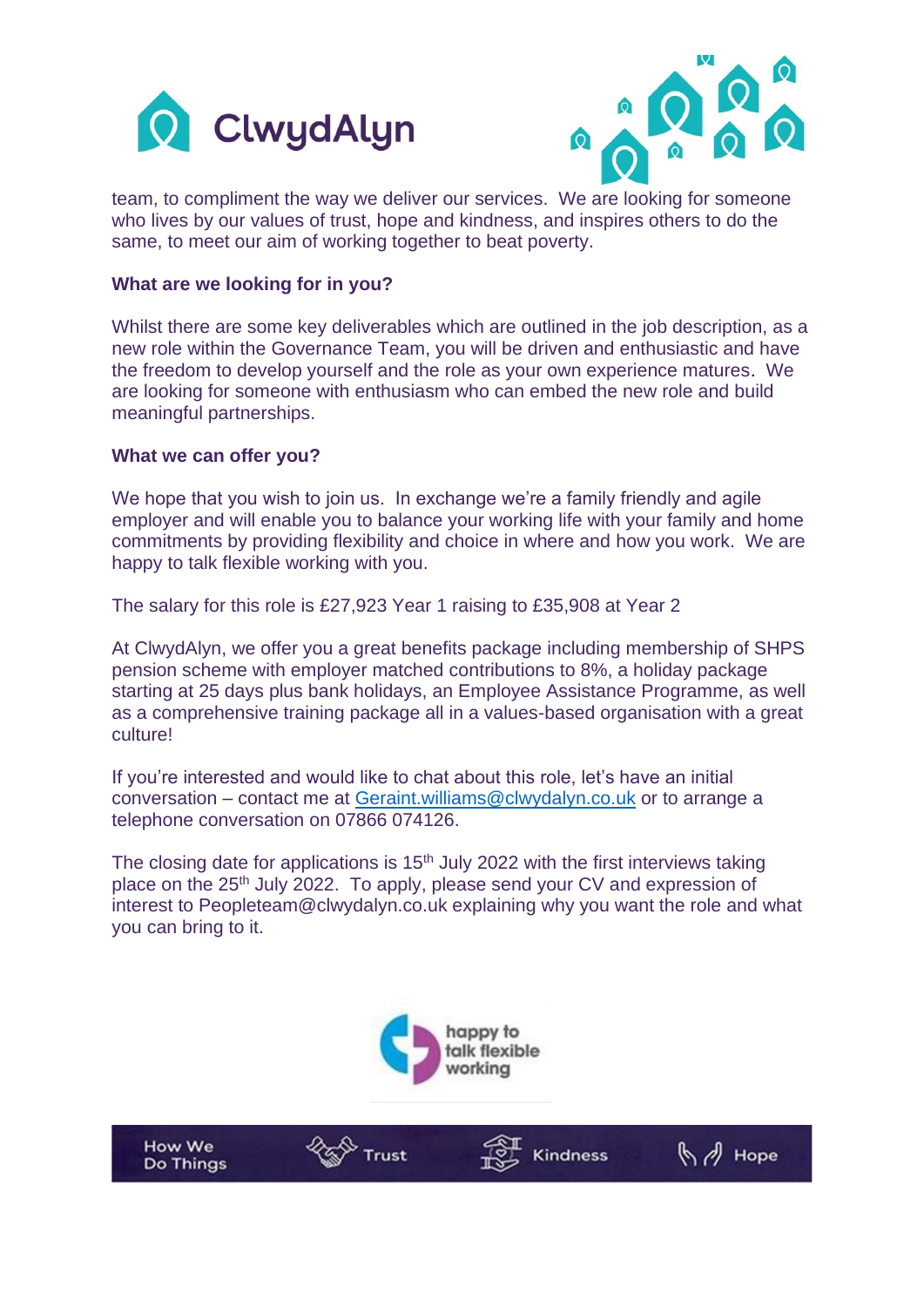team, to compliment the way we deliver our services. We are looking for someone who lives by our values of trust, hope and kindness, and inspires others to do the same, to meet our aim of working together to beat poverty.

**What are we looking for in you?**

Whilst there are some key deliverables which are outlined in the job description, as a new role within the Governance Team, you will be driven and enthusiastic and have the freedom to develop yourself and the role as your own experience matures. We are looking for someone with enthusiasm who can embed the new role and build meaningful partnerships.

**What we can offer you?**

We hope that you wish to join us. In exchange we're a family friendly and agile employer and will enable you to balance your working life with your family and home commitments by providing flexibility and choice in where and how you work. We are happy to talk flexible working with you.

The salary for this role is £27,923 Year 1 raising to £35,908 at Year 2

At ClwydAlyn, we offer you a great benefits package including membership of SHPS pension scheme with employer matched contributions to 8%, a holiday package starting at 25 days plus bank holidays, an Employee Assistance Programme, as well as a comprehensive training package all in a values-based organisation with a great culture!

If you're interested and would like to chat about this role, let's have an initial conversation – contact me at Geraint.williams@clwydalyn.co.uk or to arrange a telephone conversation on 07866 074126.

The closing date for applications is 15th July 2022 with the first interviews taking place on the 25th July 2022. To apply, please send your CV and expression of interest to Peopleteam@clwydalyn.co.uk explaining why you want the role and what you can bring to it.

happy to talk flexible working

How We Do Things Trust Kindness Hope